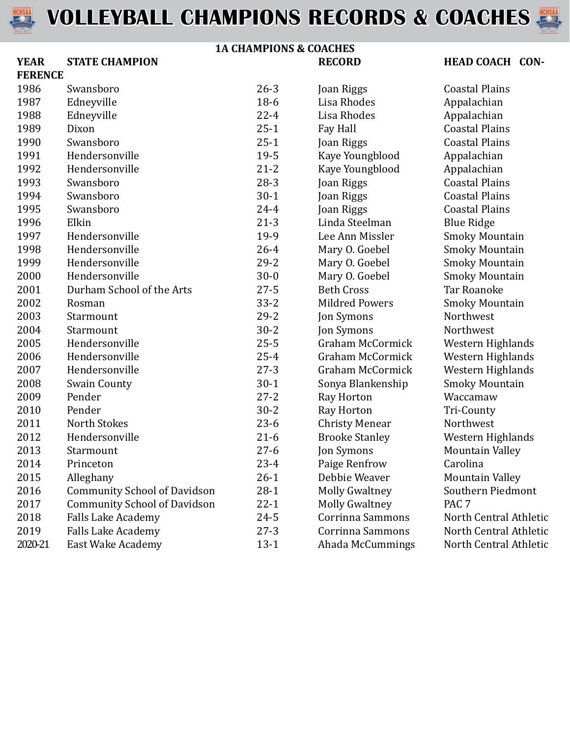# VOLLEYBALL CHAMPIONS RECORDS & COACHES

## 1A CHAMPIONS & COACHES

| YEAR | STATE CHAMPION | RECORD | HEAD COACH | CONFERENCE |
|---|---|---|---|---|
| 1986 | Swansboro | 26-3 | Joan Riggs | Coastal Plains |
| 1987 | Edneyville | 18-6 | Lisa Rhodes | Appalachian |
| 1988 | Edneyville | 22-4 | Lisa Rhodes | Appalachian |
| 1989 | Dixon | 25-1 | Fay Hall | Coastal Plains |
| 1990 | Swansboro | 25-1 | Joan Riggs | Coastal Plains |
| 1991 | Hendersonville | 19-5 | Kaye Youngblood | Appalachian |
| 1992 | Hendersonville | 21-2 | Kaye Youngblood | Appalachian |
| 1993 | Swansboro | 28-3 | Joan Riggs | Coastal Plains |
| 1994 | Swansboro | 30-1 | Joan Riggs | Coastal Plains |
| 1995 | Swansboro | 24-4 | Joan Riggs | Coastal Plains |
| 1996 | Elkin | 21-3 | Linda Steelman | Blue Ridge |
| 1997 | Hendersonville | 19-9 | Lee Ann Missler | Smoky Mountain |
| 1998 | Hendersonville | 26-4 | Mary O. Goebel | Smoky Mountain |
| 1999 | Hendersonville | 29-2 | Mary O. Goebel | Smoky Mountain |
| 2000 | Hendersonville | 30-0 | Mary O. Goebel | Smoky Mountain |
| 2001 | Durham School of the Arts | 27-5 | Beth Cross | Tar Roanoke |
| 2002 | Rosman | 33-2 | Mildred Powers | Smoky Mountain |
| 2003 | Starmount | 29-2 | Jon Symons | Northwest |
| 2004 | Starmount | 30-2 | Jon Symons | Northwest |
| 2005 | Hendersonville | 25-5 | Graham McCormick | Western Highlands |
| 2006 | Hendersonville | 25-4 | Graham McCormick | Western Highlands |
| 2007 | Hendersonville | 27-3 | Graham McCormick | Western Highlands |
| 2008 | Swain County | 30-1 | Sonya Blankenship | Smoky Mountain |
| 2009 | Pender | 27-2 | Ray Horton | Waccamaw |
| 2010 | Pender | 30-2 | Ray Horton | Tri-County |
| 2011 | North Stokes | 23-6 | Christy Menear | Northwest |
| 2012 | Hendersonville | 21-6 | Brooke Stanley | Western Highlands |
| 2013 | Starmount | 27-6 | Jon Symons | Mountain Valley |
| 2014 | Princeton | 23-4 | Paige Renfrow | Carolina |
| 2015 | Alleghany | 26-1 | Debbie Weaver | Mountain Valley |
| 2016 | Community School of Davidson | 28-1 | Molly Gwaltney | Southern Piedmont |
| 2017 | Community School of Davidson | 22-1 | Molly Gwaltney | PAC 7 |
| 2018 | Falls Lake Academy | 24-5 | Corrinna Sammons | North Central Athletic |
| 2019 | Falls Lake Academy | 27-3 | Corrinna Sammons | North Central Athletic |
| 2020-21 | East Wake Academy | 13-1 | Ahada McCummings | North Central Athletic |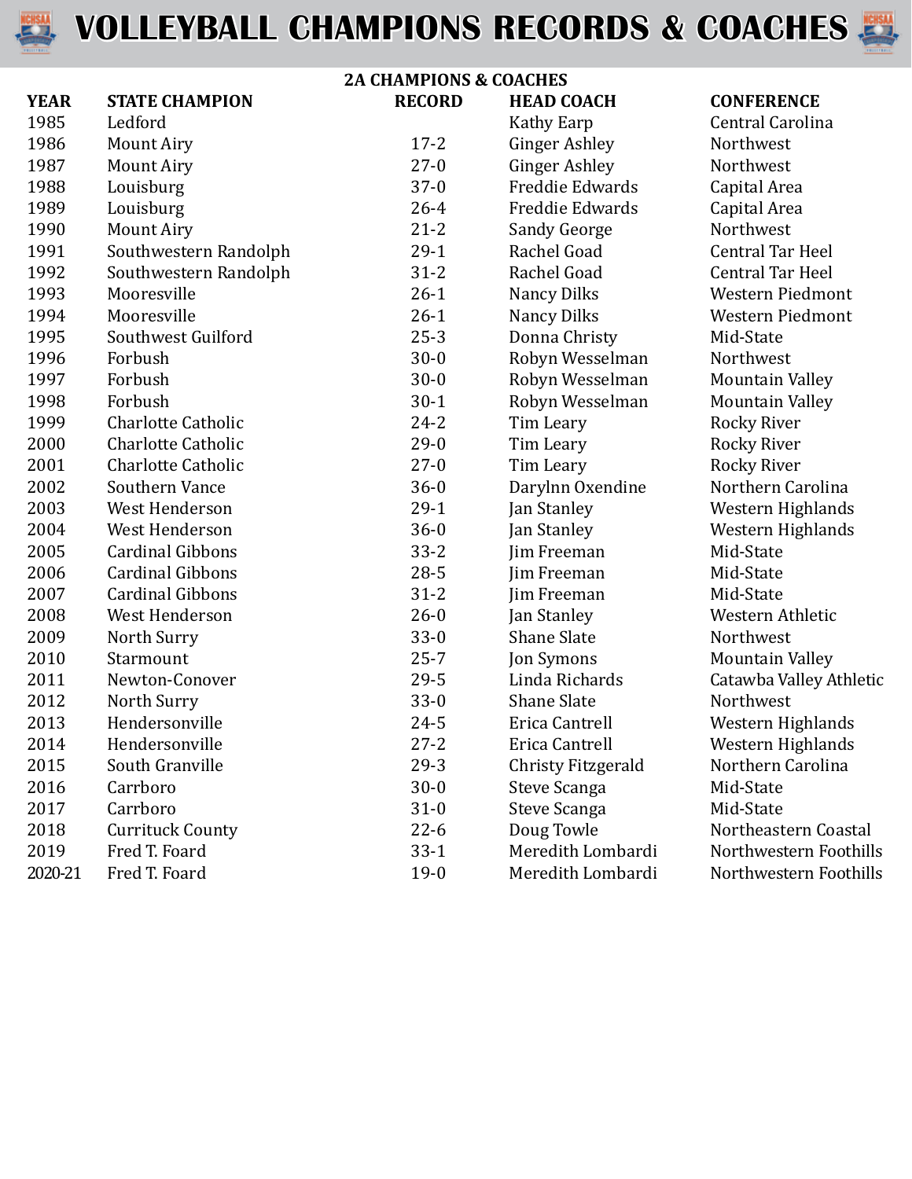# VOLLEYBALL CHAMPIONS RECORDS & COACHES

## 2A CHAMPIONS & COACHES

| YEAR | STATE CHAMPION | RECORD | HEAD COACH | CONFERENCE |
|---|---|---|---|---|
| 1985 | Ledford | | Kathy Earp | Central Carolina |
| 1986 | Mount Airy | 17-2 | Ginger Ashley | Northwest |
| 1987 | Mount Airy | 27-0 | Ginger Ashley | Northwest |
| 1988 | Louisburg | 37-0 | Freddie Edwards | Capital Area |
| 1989 | Louisburg | 26-4 | Freddie Edwards | Capital Area |
| 1990 | Mount Airy | 21-2 | Sandy George | Northwest |
| 1991 | Southwestern Randolph | 29-1 | Rachel Goad | Central Tar Heel |
| 1992 | Southwestern Randolph | 31-2 | Rachel Goad | Central Tar Heel |
| 1993 | Mooresville | 26-1 | Nancy Dilks | Western Piedmont |
| 1994 | Mooresville | 26-1 | Nancy Dilks | Western Piedmont |
| 1995 | Southwest Guilford | 25-3 | Donna Christy | Mid-State |
| 1996 | Forbush | 30-0 | Robyn Wesselman | Northwest |
| 1997 | Forbush | 30-0 | Robyn Wesselman | Mountain Valley |
| 1998 | Forbush | 30-1 | Robyn Wesselman | Mountain Valley |
| 1999 | Charlotte Catholic | 24-2 | Tim Leary | Rocky River |
| 2000 | Charlotte Catholic | 29-0 | Tim Leary | Rocky River |
| 2001 | Charlotte Catholic | 27-0 | Tim Leary | Rocky River |
| 2002 | Southern Vance | 36-0 | Darylnn Oxendine | Northern Carolina |
| 2003 | West Henderson | 29-1 | Jan Stanley | Western Highlands |
| 2004 | West Henderson | 36-0 | Jan Stanley | Western Highlands |
| 2005 | Cardinal Gibbons | 33-2 | Jim Freeman | Mid-State |
| 2006 | Cardinal Gibbons | 28-5 | Jim Freeman | Mid-State |
| 2007 | Cardinal Gibbons | 31-2 | Jim Freeman | Mid-State |
| 2008 | West Henderson | 26-0 | Jan Stanley | Western Athletic |
| 2009 | North Surry | 33-0 | Shane Slate | Northwest |
| 2010 | Starmount | 25-7 | Jon Symons | Mountain Valley |
| 2011 | Newton-Conover | 29-5 | Linda Richards | Catawba Valley Athletic |
| 2012 | North Surry | 33-0 | Shane Slate | Northwest |
| 2013 | Hendersonville | 24-5 | Erica Cantrell | Western Highlands |
| 2014 | Hendersonville | 27-2 | Erica Cantrell | Western Highlands |
| 2015 | South Granville | 29-3 | Christy Fitzgerald | Northern Carolina |
| 2016 | Carrboro | 30-0 | Steve Scanga | Mid-State |
| 2017 | Carrboro | 31-0 | Steve Scanga | Mid-State |
| 2018 | Currituck County | 22-6 | Doug Towle | Northeastern Coastal |
| 2019 | Fred T. Foard | 33-1 | Meredith Lombardi | Northwestern Foothills |
| 2020-21 | Fred T. Foard | 19-0 | Meredith Lombardi | Northwestern Foothills |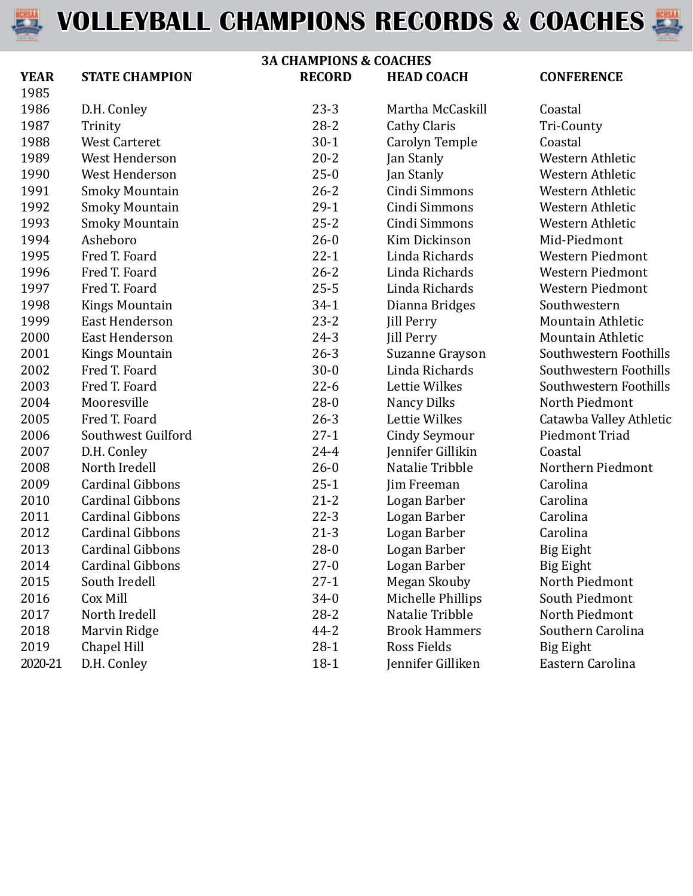# VOLLEYBALL CHAMPIONS RECORDS & COACHES

## 3A CHAMPIONS & COACHES

| YEAR | STATE CHAMPION | RECORD | HEAD COACH | CONFERENCE |
|---|---|---|---|---|
| 1985 | | | | |
| 1986 | D.H. Conley | 23-3 | Martha McCaskill | Coastal |
| 1987 | Trinity | 28-2 | Cathy Claris | Tri-County |
| 1988 | West Carteret | 30-1 | Carolyn Temple | Coastal |
| 1989 | West Henderson | 20-2 | Jan Stanly | Western Athletic |
| 1990 | West Henderson | 25-0 | Jan Stanly | Western Athletic |
| 1991 | Smoky Mountain | 26-2 | Cindi Simmons | Western Athletic |
| 1992 | Smoky Mountain | 29-1 | Cindi Simmons | Western Athletic |
| 1993 | Smoky Mountain | 25-2 | Cindi Simmons | Western Athletic |
| 1994 | Asheboro | 26-0 | Kim Dickinson | Mid-Piedmont |
| 1995 | Fred T. Foard | 22-1 | Linda Richards | Western Piedmont |
| 1996 | Fred T. Foard | 26-2 | Linda Richards | Western Piedmont |
| 1997 | Fred T. Foard | 25-5 | Linda Richards | Western Piedmont |
| 1998 | Kings Mountain | 34-1 | Dianna Bridges | Southwestern |
| 1999 | East Henderson | 23-2 | Jill Perry | Mountain Athletic |
| 2000 | East Henderson | 24-3 | Jill Perry | Mountain Athletic |
| 2001 | Kings Mountain | 26-3 | Suzanne Grayson | Southwestern Foothills |
| 2002 | Fred T. Foard | 30-0 | Linda Richards | Southwestern Foothills |
| 2003 | Fred T. Foard | 22-6 | Lettie Wilkes | Southwestern Foothills |
| 2004 | Mooresville | 28-0 | Nancy Dilks | North Piedmont |
| 2005 | Fred T. Foard | 26-3 | Lettie Wilkes | Catawba Valley Athletic |
| 2006 | Southwest Guilford | 27-1 | Cindy Seymour | Piedmont Triad |
| 2007 | D.H. Conley | 24-4 | Jennifer Gillikin | Coastal |
| 2008 | North Iredell | 26-0 | Natalie Tribble | Northern Piedmont |
| 2009 | Cardinal Gibbons | 25-1 | Jim Freeman | Carolina |
| 2010 | Cardinal Gibbons | 21-2 | Logan Barber | Carolina |
| 2011 | Cardinal Gibbons | 22-3 | Logan Barber | Carolina |
| 2012 | Cardinal Gibbons | 21-3 | Logan Barber | Carolina |
| 2013 | Cardinal Gibbons | 28-0 | Logan Barber | Big Eight |
| 2014 | Cardinal Gibbons | 27-0 | Logan Barber | Big Eight |
| 2015 | South Iredell | 27-1 | Megan Skouby | North Piedmont |
| 2016 | Cox Mill | 34-0 | Michelle Phillips | South Piedmont |
| 2017 | North Iredell | 28-2 | Natalie Tribble | North Piedmont |
| 2018 | Marvin Ridge | 44-2 | Brook Hammers | Southern Carolina |
| 2019 | Chapel Hill | 28-1 | Ross Fields | Big Eight |
| 2020-21 | D.H. Conley | 18-1 | Jennifer Gilliken | Eastern Carolina |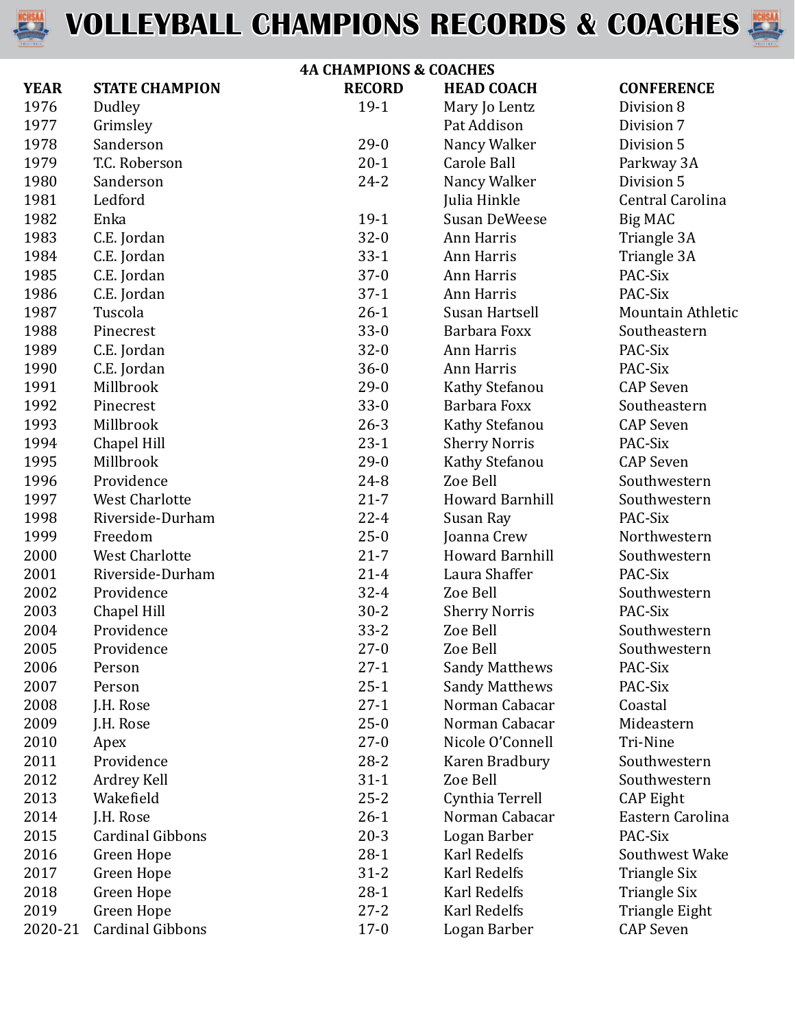# VOLLEYBALL CHAMPIONS RECORDS & COACHES

## 4A CHAMPIONS & COACHES

| YEAR | STATE CHAMPION | RECORD | HEAD COACH | CONFERENCE |
|---|---|---|---|---|
| 1976 | Dudley | 19-1 | Mary Jo Lentz | Division 8 |
| 1977 | Grimsley | | Pat Addison | Division 7 |
| 1978 | Sanderson | 29-0 | Nancy Walker | Division 5 |
| 1979 | T.C. Roberson | 20-1 | Carole Ball | Parkway 3A |
| 1980 | Sanderson | 24-2 | Nancy Walker | Division 5 |
| 1981 | Ledford | | Julia Hinkle | Central Carolina |
| 1982 | Enka | 19-1 | Susan DeWeese | Big MAC |
| 1983 | C.E. Jordan | 32-0 | Ann Harris | Triangle 3A |
| 1984 | C.E. Jordan | 33-1 | Ann Harris | Triangle 3A |
| 1985 | C.E. Jordan | 37-0 | Ann Harris | PAC-Six |
| 1986 | C.E. Jordan | 37-1 | Ann Harris | PAC-Six |
| 1987 | Tuscola | 26-1 | Susan Hartsell | Mountain Athletic |
| 1988 | Pinecrest | 33-0 | Barbara Foxx | Southeastern |
| 1989 | C.E. Jordan | 32-0 | Ann Harris | PAC-Six |
| 1990 | C.E. Jordan | 36-0 | Ann Harris | PAC-Six |
| 1991 | Millbrook | 29-0 | Kathy Stefanou | CAP Seven |
| 1992 | Pinecrest | 33-0 | Barbara Foxx | Southeastern |
| 1993 | Millbrook | 26-3 | Kathy Stefanou | CAP Seven |
| 1994 | Chapel Hill | 23-1 | Sherry Norris | PAC-Six |
| 1995 | Millbrook | 29-0 | Kathy Stefanou | CAP Seven |
| 1996 | Providence | 24-8 | Zoe Bell | Southwestern |
| 1997 | West Charlotte | 21-7 | Howard Barnhill | Southwestern |
| 1998 | Riverside-Durham | 22-4 | Susan Ray | PAC-Six |
| 1999 | Freedom | 25-0 | Joanna Crew | Northwestern |
| 2000 | West Charlotte | 21-7 | Howard Barnhill | Southwestern |
| 2001 | Riverside-Durham | 21-4 | Laura Shaffer | PAC-Six |
| 2002 | Providence | 32-4 | Zoe Bell | Southwestern |
| 2003 | Chapel Hill | 30-2 | Sherry Norris | PAC-Six |
| 2004 | Providence | 33-2 | Zoe Bell | Southwestern |
| 2005 | Providence | 27-0 | Zoe Bell | Southwestern |
| 2006 | Person | 27-1 | Sandy Matthews | PAC-Six |
| 2007 | Person | 25-1 | Sandy Matthews | PAC-Six |
| 2008 | J.H. Rose | 27-1 | Norman Cabacar | Coastal |
| 2009 | J.H. Rose | 25-0 | Norman Cabacar | Mideastern |
| 2010 | Apex | 27-0 | Nicole O'Connell | Tri-Nine |
| 2011 | Providence | 28-2 | Karen Bradbury | Southwestern |
| 2012 | Ardrey Kell | 31-1 | Zoe Bell | Southwestern |
| 2013 | Wakefield | 25-2 | Cynthia Terrell | CAP Eight |
| 2014 | J.H. Rose | 26-1 | Norman Cabacar | Eastern Carolina |
| 2015 | Cardinal Gibbons | 20-3 | Logan Barber | PAC-Six |
| 2016 | Green Hope | 28-1 | Karl Redelfs | Southwest Wake |
| 2017 | Green Hope | 31-2 | Karl Redelfs | Triangle Six |
| 2018 | Green Hope | 28-1 | Karl Redelfs | Triangle Six |
| 2019 | Green Hope | 27-2 | Karl Redelfs | Triangle Eight |
| 2020-21 | Cardinal Gibbons | 17-0 | Logan Barber | CAP Seven |